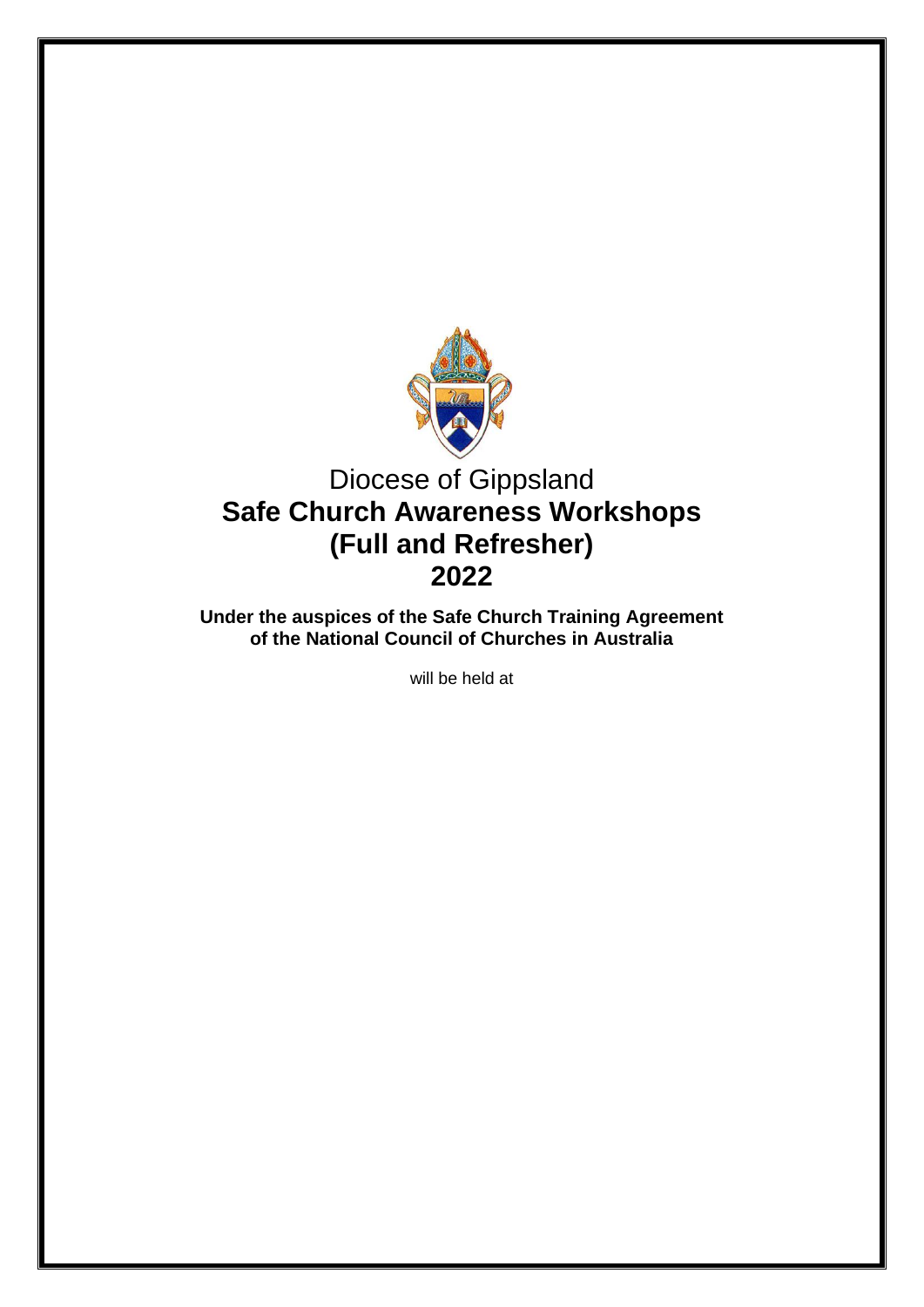# Diocese of Gippsland

# **Safe Church Awareness Workshops (Full and Refresher) 2022**

**Under the auspices of the Safe Church Training Agreement of the National Council of Churches in Australia**

will be held at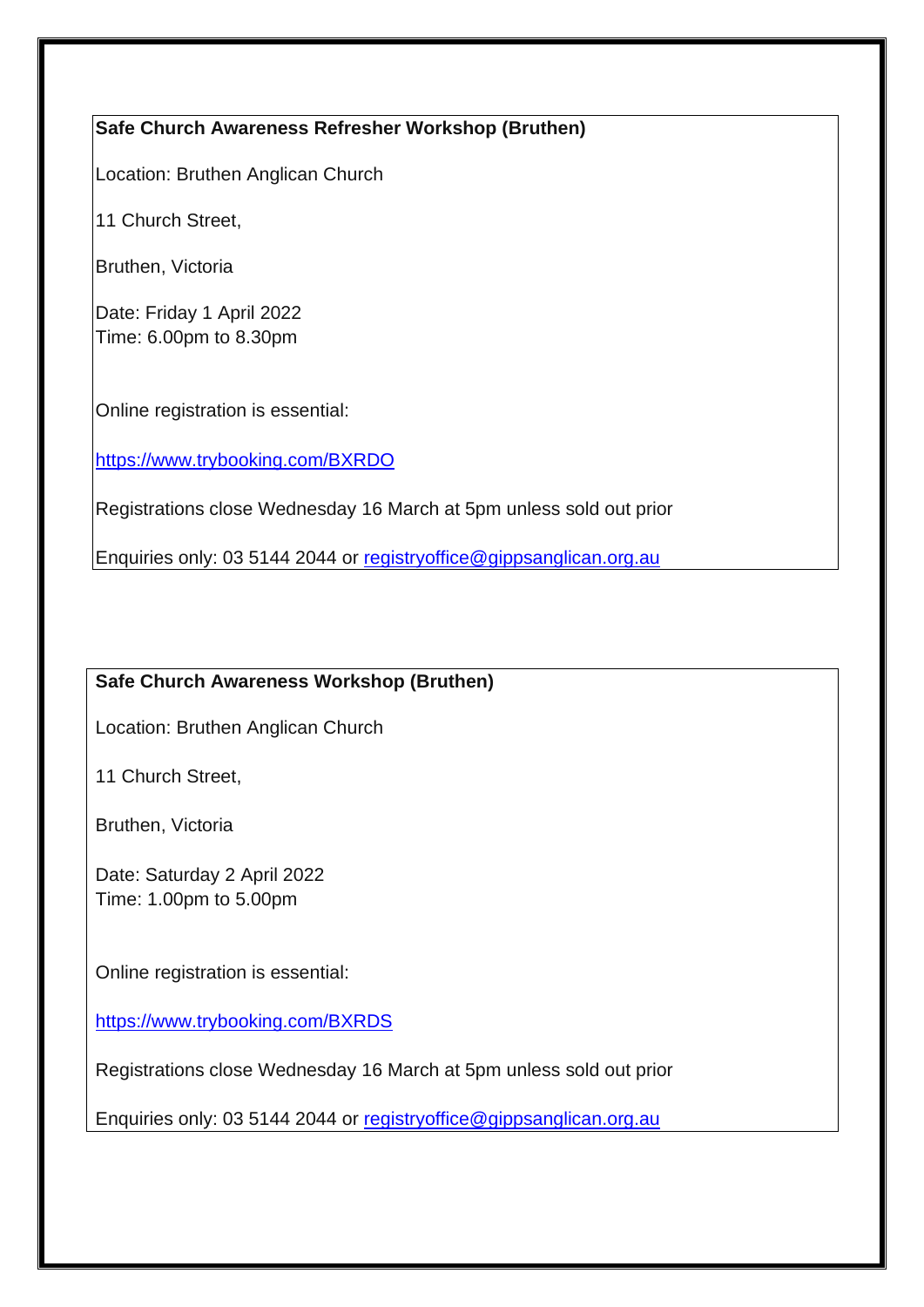**Safe Church Awareness Refresher Workshop (Bruthen)**

Location: Bruthen Anglican Church

11 Church Street,

Bruthen, Victoria

Date: Friday 1 April 2022
Time: 6.00pm to 8.30pm

Online registration is essential:

https://www.trybooking.com/BXRDO

Registrations close Wednesday 16 March at 5pm unless sold out prior

Enquiries only: 03 5144 2044 or registryoffice@gippsanglican.org.au

**Safe Church Awareness Workshop (Bruthen)**

Location: Bruthen Anglican Church

11 Church Street,

Bruthen, Victoria

Date: Saturday 2 April 2022
Time: 1.00pm to 5.00pm

Online registration is essential:

https://www.trybooking.com/BXRDS

Registrations close Wednesday 16 March at 5pm unless sold out prior

Enquiries only: 03 5144 2044 or registryoffice@gippsanglican.org.au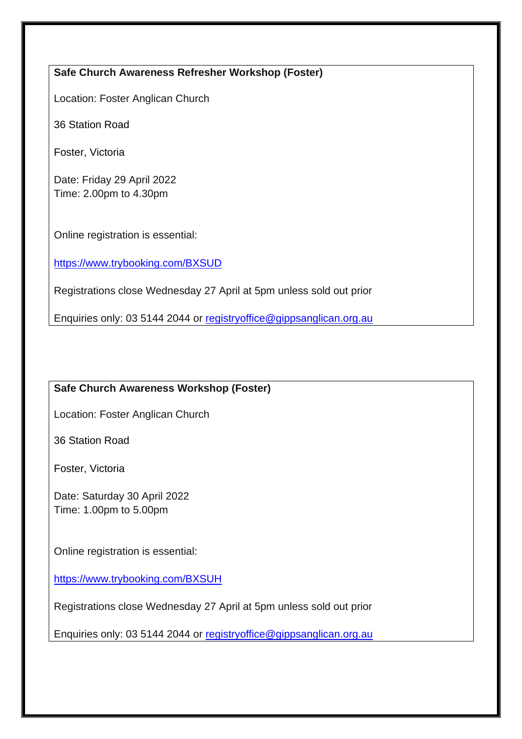**Safe Church Awareness Refresher Workshop (Foster)**

Location: Foster Anglican Church

36 Station Road

Foster, Victoria

Date: Friday 29 April 2022
Time: 2.00pm to 4.30pm

Online registration is essential:

https://www.trybooking.com/BXSUD

Registrations close Wednesday 27 April at 5pm unless sold out prior

Enquiries only: 03 5144 2044 or registryoffice@gippsanglican.org.au

**Safe Church Awareness Workshop (Foster)**

Location: Foster Anglican Church

36 Station Road

Foster, Victoria

Date: Saturday 30 April 2022
Time: 1.00pm to 5.00pm

Online registration is essential:

https://www.trybooking.com/BXSUH

Registrations close Wednesday 27 April at 5pm unless sold out prior

Enquiries only: 03 5144 2044 or registryoffice@gippsanglican.org.au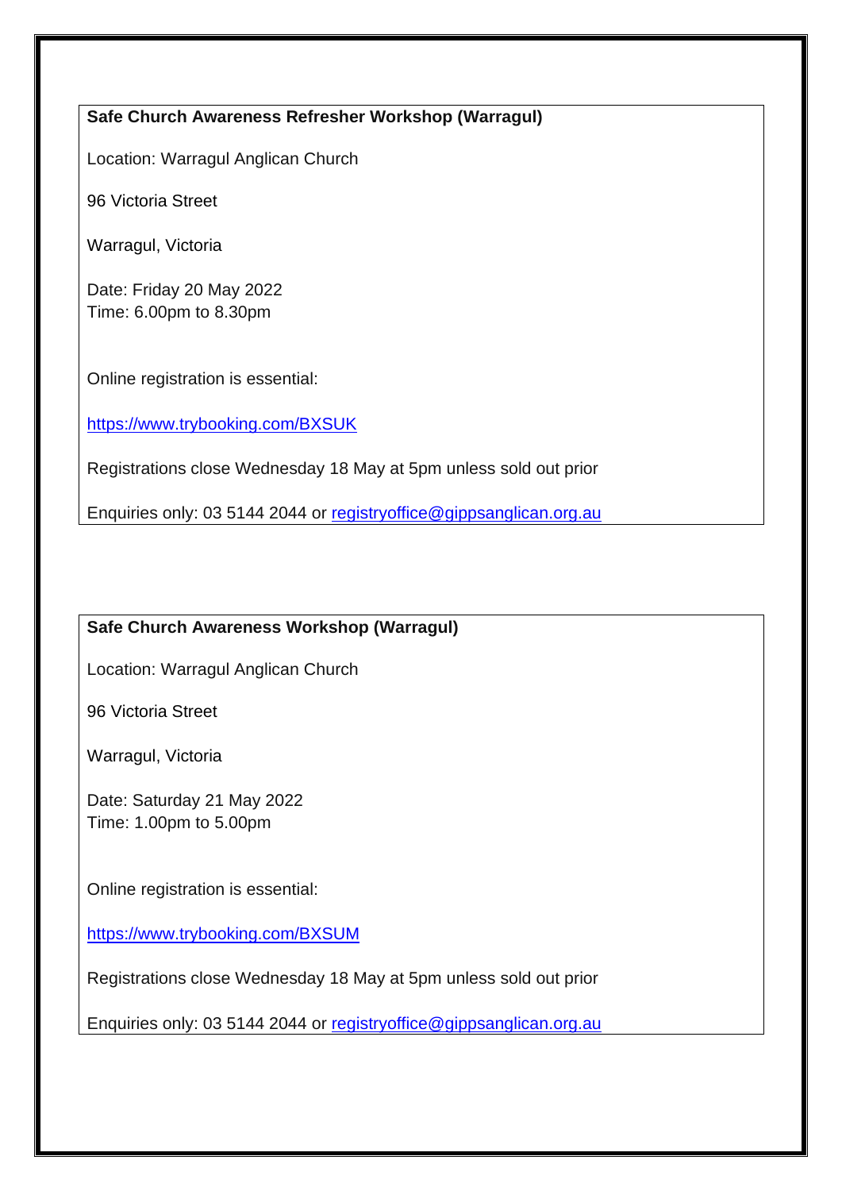**Safe Church Awareness Refresher Workshop (Warragul)**

Location: Warragul Anglican Church

96 Victoria Street

Warragul, Victoria

Date: Friday 20 May 2022
Time: 6.00pm to 8.30pm

Online registration is essential:

https://www.trybooking.com/BXSUK

Registrations close Wednesday 18 May at 5pm unless sold out prior

Enquiries only: 03 5144 2044 or registryoffice@gippsanglican.org.au

**Safe Church Awareness Workshop (Warragul)**

Location: Warragul Anglican Church

96 Victoria Street

Warragul, Victoria

Date: Saturday 21 May 2022
Time: 1.00pm to 5.00pm

Online registration is essential:

https://www.trybooking.com/BXSUM

Registrations close Wednesday 18 May at 5pm unless sold out prior

Enquiries only: 03 5144 2044 or registryoffice@gippsanglican.org.au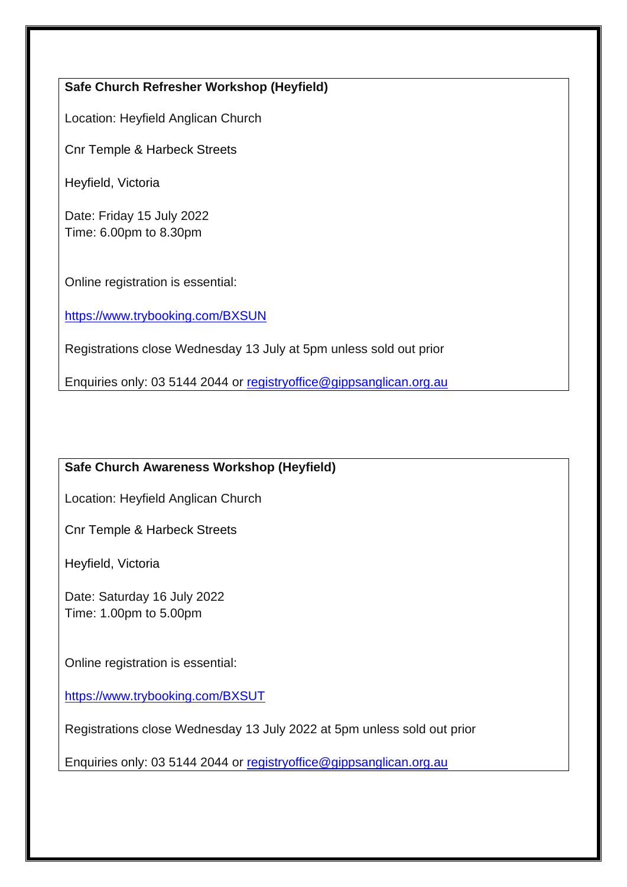**Safe Church Refresher Workshop (Heyfield)**

Location: Heyfield Anglican Church

Cnr Temple & Harbeck Streets

Heyfield, Victoria

Date: Friday 15 July 2022
Time: 6.00pm to 8.30pm

Online registration is essential:

https://www.trybooking.com/BXSUN

Registrations close Wednesday 13 July at 5pm unless sold out prior

Enquiries only: 03 5144 2044 or registryoffice@gippsanglican.org.au

**Safe Church Awareness Workshop (Heyfield)**

Location: Heyfield Anglican Church

Cnr Temple & Harbeck Streets

Heyfield, Victoria

Date: Saturday 16 July 2022
Time: 1.00pm to 5.00pm

Online registration is essential:

https://www.trybooking.com/BXSUT

Registrations close Wednesday 13 July 2022 at 5pm unless sold out prior

Enquiries only: 03 5144 2044 or registryoffice@gippsanglican.org.au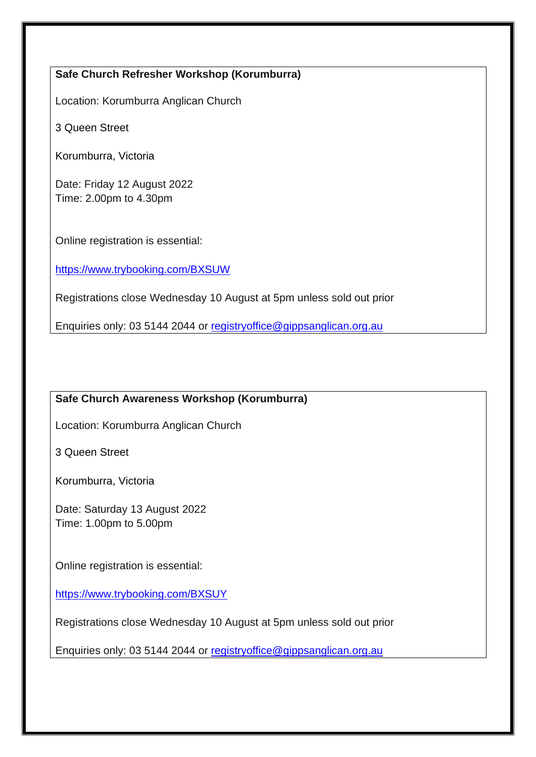**Safe Church Refresher Workshop (Korumburra)**

Location: Korumburra Anglican Church

3 Queen Street

Korumburra, Victoria

Date: Friday 12 August 2022
Time: 2.00pm to 4.30pm

Online registration is essential:

https://www.trybooking.com/BXSUW

Registrations close Wednesday 10 August at 5pm unless sold out prior

Enquiries only: 03 5144 2044 or registryoffice@gippsanglican.org.au

**Safe Church Awareness Workshop (Korumburra)**

Location: Korumburra Anglican Church

3 Queen Street

Korumburra, Victoria

Date: Saturday 13 August 2022
Time: 1.00pm to 5.00pm

Online registration is essential:

https://www.trybooking.com/BXSUY

Registrations close Wednesday 10 August at 5pm unless sold out prior

Enquiries only: 03 5144 2044 or registryoffice@gippsanglican.org.au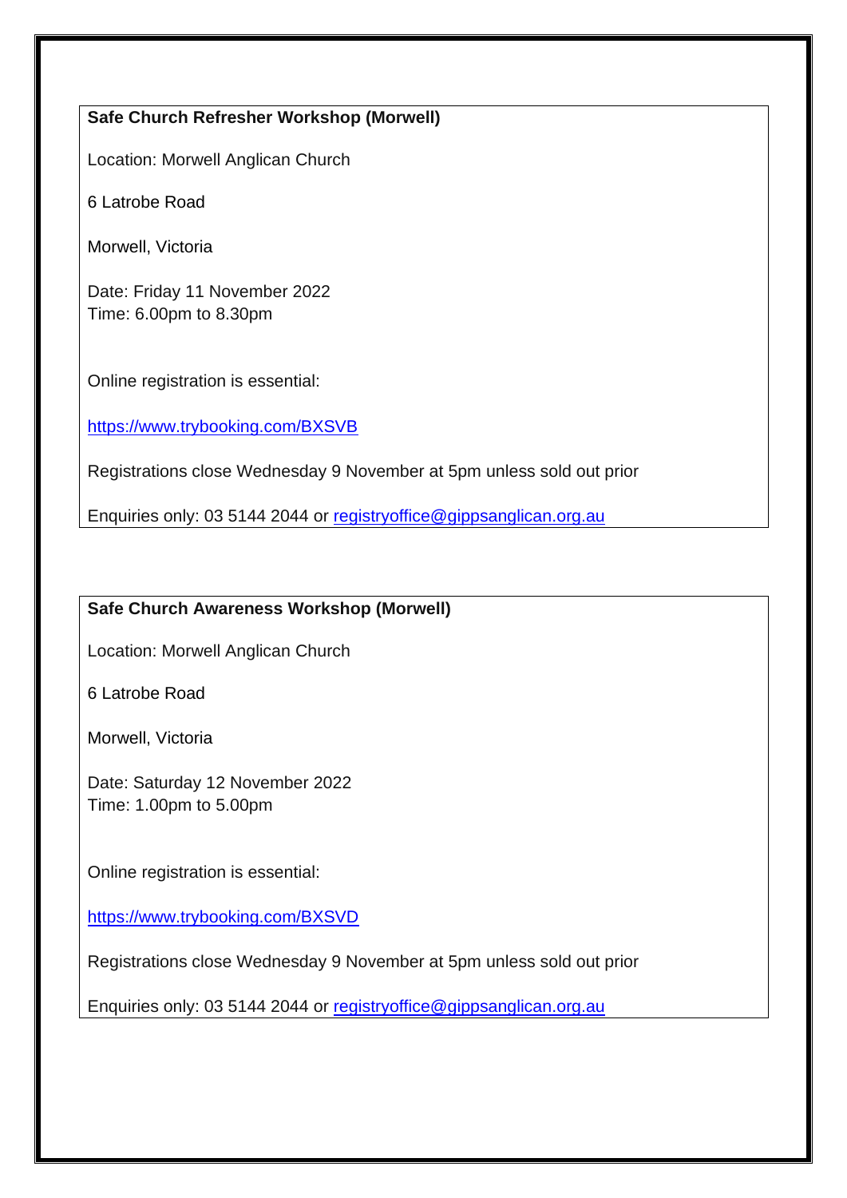**Safe Church Refresher Workshop (Morwell)**

Location: Morwell Anglican Church

6 Latrobe Road

Morwell, Victoria

Date: Friday 11 November 2022
Time: 6.00pm to 8.30pm

Online registration is essential:

https://www.trybooking.com/BXSVB

Registrations close Wednesday 9 November at 5pm unless sold out prior

Enquiries only: 03 5144 2044 or registryoffice@gippsanglican.org.au

**Safe Church Awareness Workshop (Morwell)**

Location: Morwell Anglican Church

6 Latrobe Road

Morwell, Victoria

Date: Saturday 12 November 2022
Time: 1.00pm to 5.00pm

Online registration is essential:

https://www.trybooking.com/BXSVD

Registrations close Wednesday 9 November at 5pm unless sold out prior

Enquiries only: 03 5144 2044 or registryoffice@gippsanglican.org.au